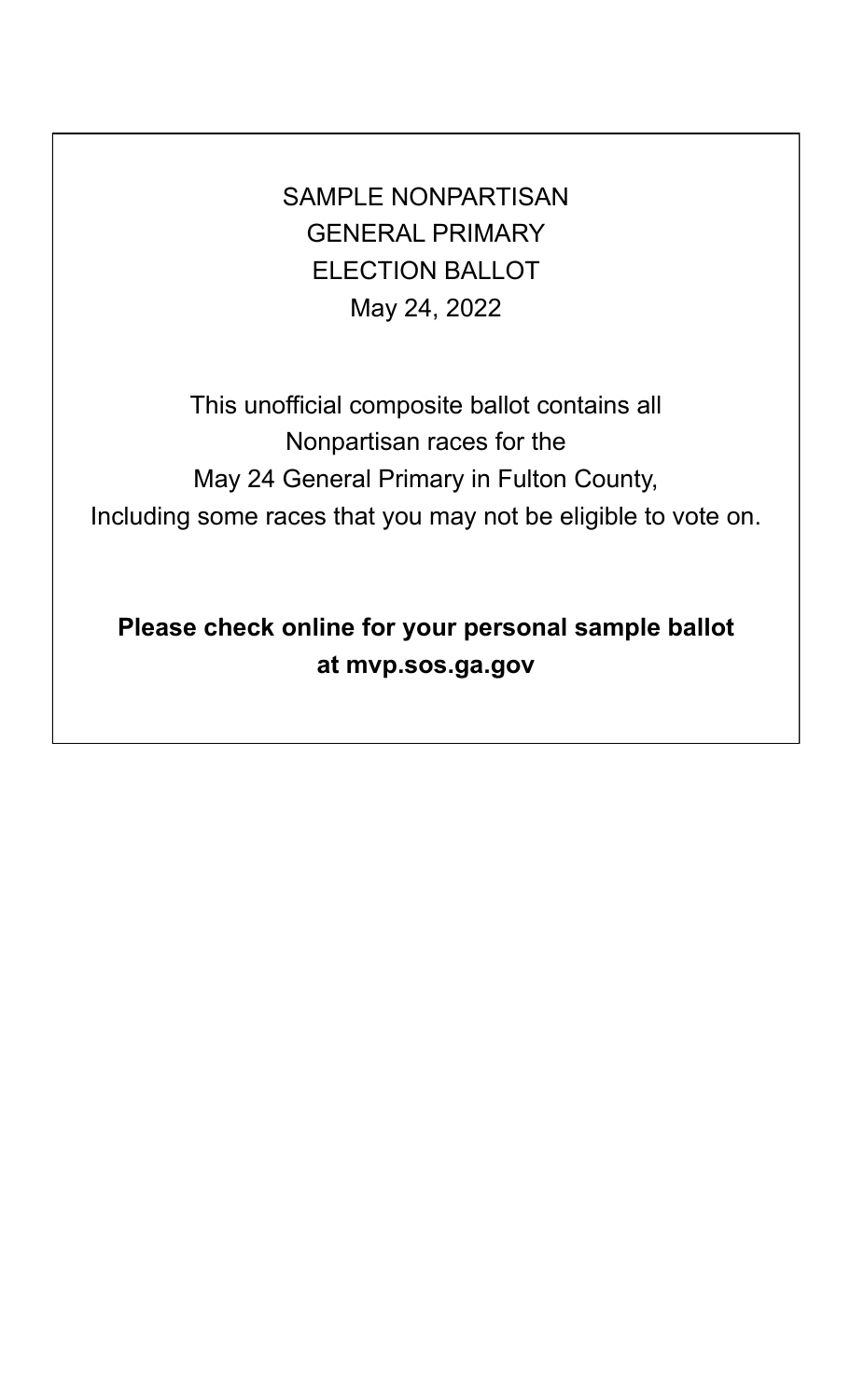SAMPLE NONPARTISAN
GENERAL PRIMARY
ELECTION BALLOT
May 24, 2022

This unofficial composite ballot contains all
Nonpartisan races for the
May 24 General Primary in Fulton County,
Including some races that you may not be eligible to vote on.

**Please check online for your personal sample ballot at mvp.sos.ga.gov**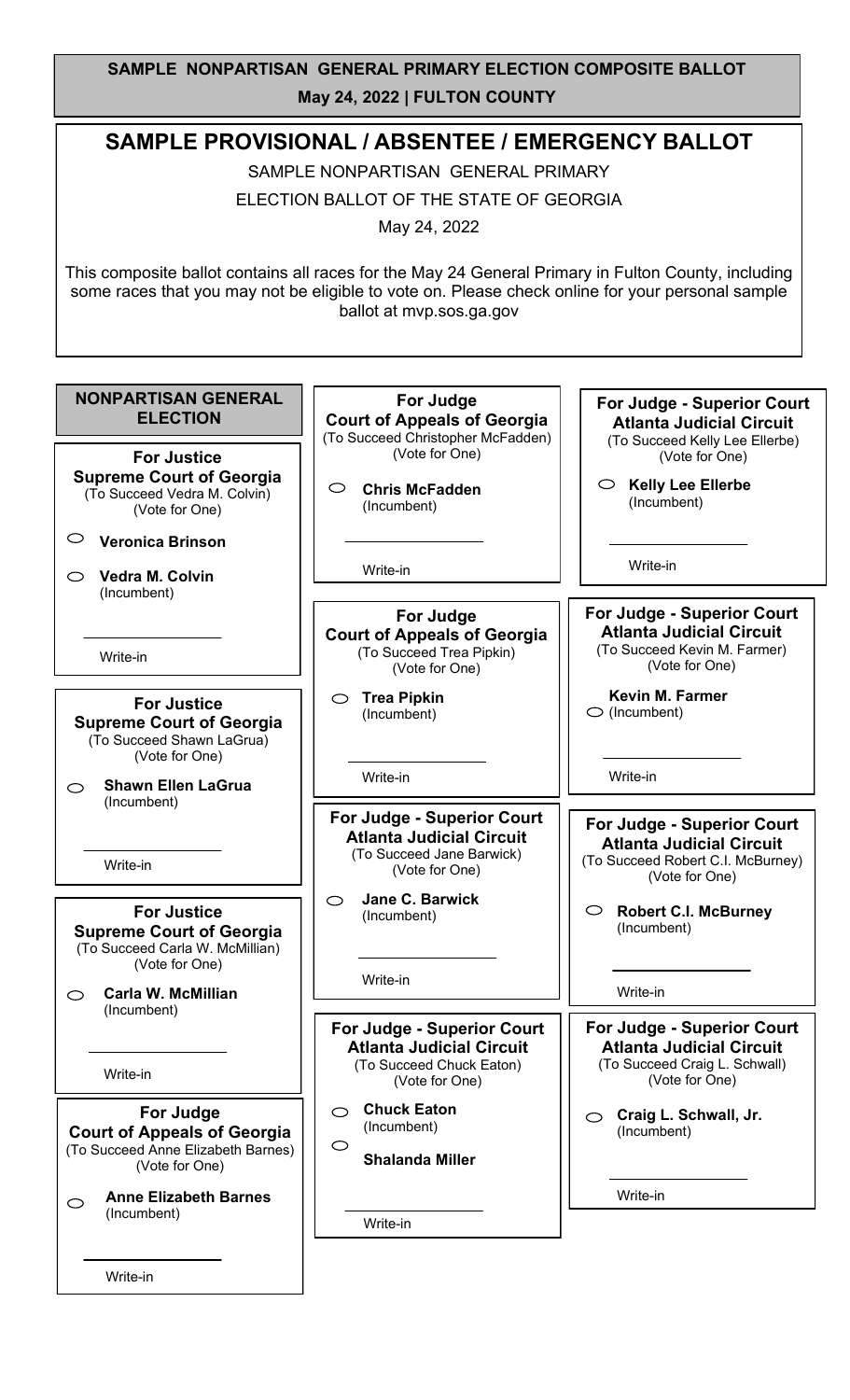**SAMPLE NONPARTISAN GENERAL PRIMARY ELECTION COMPOSITE BALLOT**

**May 24, 2022 | FULTON COUNTY**

# SAMPLE PROVISIONAL / ABSENTEE / EMERGENCY BALLOT

SAMPLE NONPARTISAN GENERAL PRIMARY

ELECTION BALLOT OF THE STATE OF GEORGIA

May 24, 2022

This composite ballot contains all races for the May 24 General Primary in Fulton County, including some races that you may not be eligible to vote on. Please check online for your personal sample ballot at mvp.sos.ga.gov

## NONPARTISAN GENERAL ELECTION

### For Justice Supreme Court of Georgia
(To Succeed Vedra M. Colvin)
(Vote for One)

- ○ **Veronica Brinson**
- ○ **Vedra M. Colvin** (Incumbent)
- ________ Write-in

### For Justice Supreme Court of Georgia
(To Succeed Shawn LaGrua)
(Vote for One)

- ○ **Shawn Ellen LaGrua** (Incumbent)
- ________ Write-in

### For Justice Supreme Court of Georgia
(To Succeed Carla W. McMillian)
(Vote for One)

- ○ **Carla W. McMillian** (Incumbent)
- ________ Write-in

### For Judge Court of Appeals of Georgia
(To Succeed Anne Elizabeth Barnes)
(Vote for One)

- ○ **Anne Elizabeth Barnes** (Incumbent)
- ________ Write-in

### For Judge Court of Appeals of Georgia
(To Succeed Christopher McFadden)
(Vote for One)

- ○ **Chris McFadden** (Incumbent)
- ________ Write-in

### For Judge Court of Appeals of Georgia
(To Succeed Trea Pipkin)
(Vote for One)

- ○ **Trea Pipkin** (Incumbent)
- ________ Write-in

### For Judge - Superior Court Atlanta Judicial Circuit
(To Succeed Jane Barwick)
(Vote for One)

- ○ **Jane C. Barwick** (Incumbent)
- ________ Write-in

### For Judge - Superior Court Atlanta Judicial Circuit
(To Succeed Chuck Eaton)
(Vote for One)

- ○ **Chuck Eaton** (Incumbent)
- ○ **Shalanda Miller**
- ________ Write-in

### For Judge - Superior Court Atlanta Judicial Circuit
(To Succeed Kelly Lee Ellerbe)
(Vote for One)

- ○ **Kelly Lee Ellerbe** (Incumbent)
- ________ Write-in

### For Judge - Superior Court Atlanta Judicial Circuit
(To Succeed Kevin M. Farmer)
(Vote for One)

- ○ **Kevin M. Farmer** (Incumbent)
- ________ Write-in

### For Judge - Superior Court Atlanta Judicial Circuit
(To Succeed Robert C.I. McBurney)
(Vote for One)

- ○ **Robert C.I. McBurney** (Incumbent)
- ________ Write-in

### For Judge - Superior Court Atlanta Judicial Circuit
(To Succeed Craig L. Schwall)
(Vote for One)

- ○ **Craig L. Schwall, Jr.** (Incumbent)
- ________ Write-in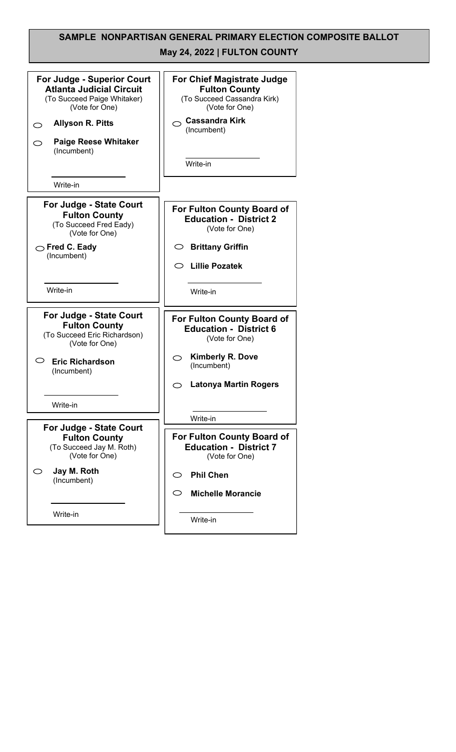# SAMPLE NONPARTISAN GENERAL PRIMARY ELECTION COMPOSITE BALLOT

## May 24, 2022 | FULTON COUNTY

### For Judge - Superior Court Atlanta Judicial Circuit
(To Succeed Paige Whitaker)
(Vote for One)

- ⬭ **Allyson R. Pitts**
- ⬭ **Paige Reese Whitaker** (Incumbent)
- ____________ Write-in

### For Judge - State Court Fulton County
(To Succeed Fred Eady)
(Vote for One)

- ⬭ **Fred C. Eady** (Incumbent)
- ____________ Write-in

### For Judge - State Court Fulton County
(To Succeed Eric Richardson)
(Vote for One)

- ⬭ **Eric Richardson** (Incumbent)
- ____________ Write-in

### For Judge - State Court Fulton County
(To Succeed Jay M. Roth)
(Vote for One)

- ⬭ **Jay M. Roth** (Incumbent)
- ____________ Write-in

### For Chief Magistrate Judge Fulton County
(To Succeed Cassandra Kirk)
(Vote for One)

- ⬭ **Cassandra Kirk** (Incumbent)
- ____________ Write-in

### For Fulton County Board of Education - District 2
(Vote for One)

- ⬭ **Brittany Griffin**
- ⬭ **Lillie Pozatek**
- ____________ Write-in

### For Fulton County Board of Education - District 6
(Vote for One)

- ⬭ **Kimberly R. Dove** (Incumbent)
- ⬭ **Latonya Martin Rogers**
- ____________ Write-in

### For Fulton County Board of Education - District 7
(Vote for One)

- ⬭ **Phil Chen**
- ⬭ **Michelle Morancie**
- ____________ Write-in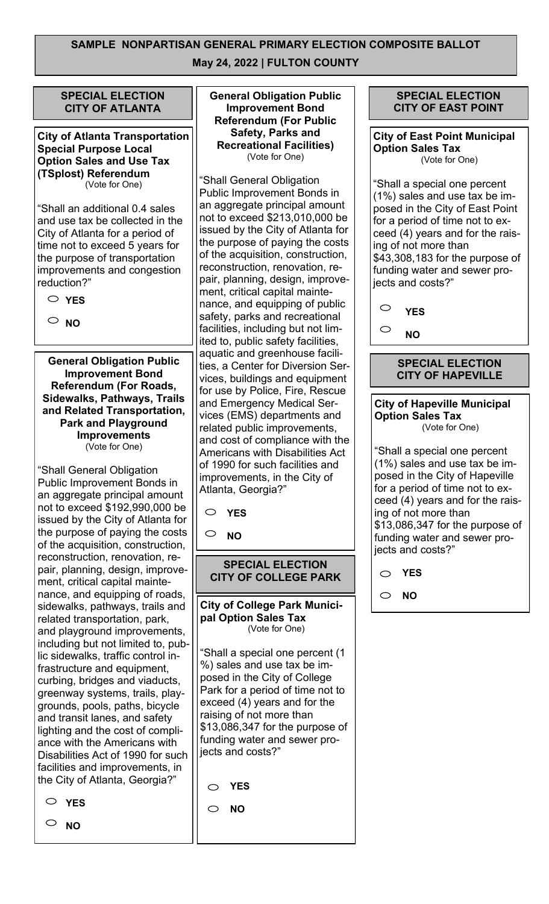# SAMPLE NONPARTISAN GENERAL PRIMARY ELECTION COMPOSITE BALLOT

**May 24, 2022 | FULTON COUNTY**

## SPECIAL ELECTION CITY OF ATLANTA

**City of Atlanta Transportation Special Purpose Local Option Sales and Use Tax (TSplost) Referendum**
(Vote for One)

"Shall an additional 0.4 sales and use tax be collected in the City of Atlanta for a period of time not to exceed 5 years for the purpose of transportation improvements and congestion reduction?"

○ **YES**

○ **NO**

**General Obligation Public Improvement Bond Referendum (For Roads, Sidewalks, Pathways, Trails and Related Transportation, Park and Playground Improvements**
(Vote for One)

"Shall General Obligation Public Improvement Bonds in an aggregate principal amount not to exceed $192,990,000 be issued by the City of Atlanta for the purpose of paying the costs of the acquisition, construction, reconstruction, renovation, repair, planning, design, improvement, critical capital maintenance, and equipping of roads, sidewalks, pathways, trails and related transportation, park, and playground improvements, including but not limited to, public sidewalks, traffic control infrastructure and equipment, curbing, bridges and viaducts, greenway systems, trails, playgrounds, pools, paths, bicycle and transit lanes, and safety lighting and the cost of compliance with the Americans with Disabilities Act of 1990 for such facilities and improvements, in the City of Atlanta, Georgia?"

○ **YES**

○ **NO**

**General Obligation Public Improvement Bond Referendum (For Public Safety, Parks and Recreational Facilities)**
(Vote for One)

"Shall General Obligation Public Improvement Bonds in an aggregate principal amount not to exceed $213,010,000 be issued by the City of Atlanta for the purpose of paying the costs of the acquisition, construction, reconstruction, renovation, repair, planning, design, improvement, critical capital maintenance, and equipping of public safety, parks and recreational facilities, including but not limited to, public safety facilities, aquatic and greenhouse facilities, a Center for Diversion Services, buildings and equipment for use by Police, Fire, Rescue and Emergency Medical Services (EMS) departments and related public improvements, and cost of compliance with the Americans with Disabilities Act of 1990 for such facilities and improvements, in the City of Atlanta, Georgia?"

○ **YES**

○ **NO**

## SPECIAL ELECTION CITY OF COLLEGE PARK

**City of College Park Municipal Option Sales Tax**
(Vote for One)

"Shall a special one percent (1 %) sales and use tax be imposed in the City of College Park for a period of time not to exceed (4) years and for the raising of not more than $13,086,347 for the purpose of funding water and sewer projects and costs?"

○ **YES**

○ **NO**

## SPECIAL ELECTION CITY OF EAST POINT

**City of East Point Municipal Option Sales Tax**
(Vote for One)

"Shall a special one percent (1%) sales and use tax be imposed in the City of East Point for a period of time not to exceed (4) years and for the raising of not more than $43,308,183 for the purpose of funding water and sewer projects and costs?"

○ **YES**

○ **NO**

## SPECIAL ELECTION CITY OF HAPEVILLE

**City of Hapeville Municipal Option Sales Tax**
(Vote for One)

"Shall a special one percent (1%) sales and use tax be imposed in the City of Hapeville for a period of time not to exceed (4) years and for the raising of not more than $13,086,347 for the purpose of funding water and sewer projects and costs?"

○ **YES**

○ **NO**